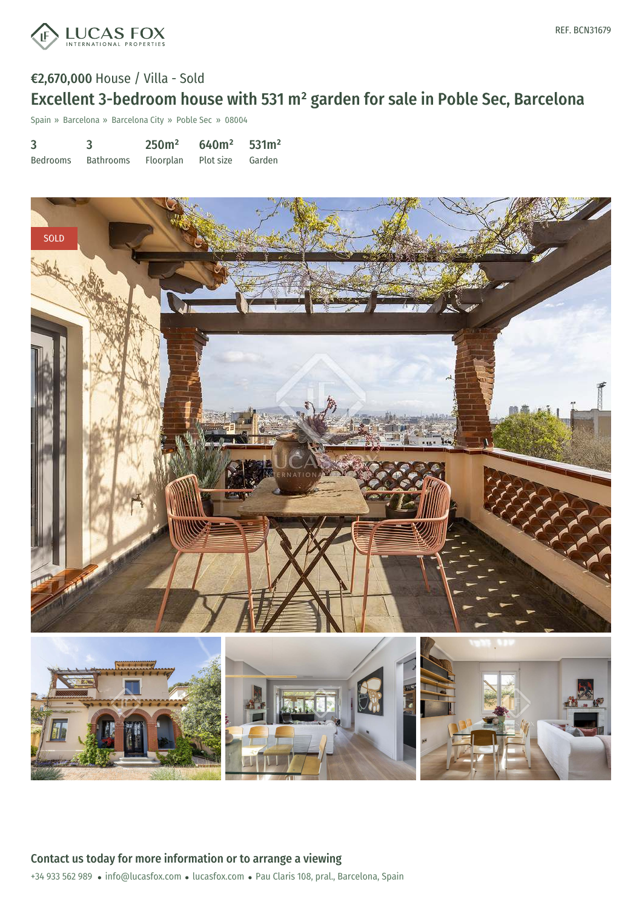REF. BCN31679

€2,670,000 House / Villa - Sold

# Excellent 3-bedroom house with 531 m² garden for sale in Poble Sec, Barcelona

Spain » Barcelona » Barcelona City » Poble Sec » 08004

| 3 | 3 | 250m² | 640m² | 531m² |
|---|---|---|---|---|
| Bedrooms | Bathrooms | Floorplan | Plot size | Garden |

SOLD

## Contact us today for more information or to arrange a viewing

+34 933 562 989 • info@lucasfox.com • lucasfox.com • Pau Claris 108, pral., Barcelona, Spain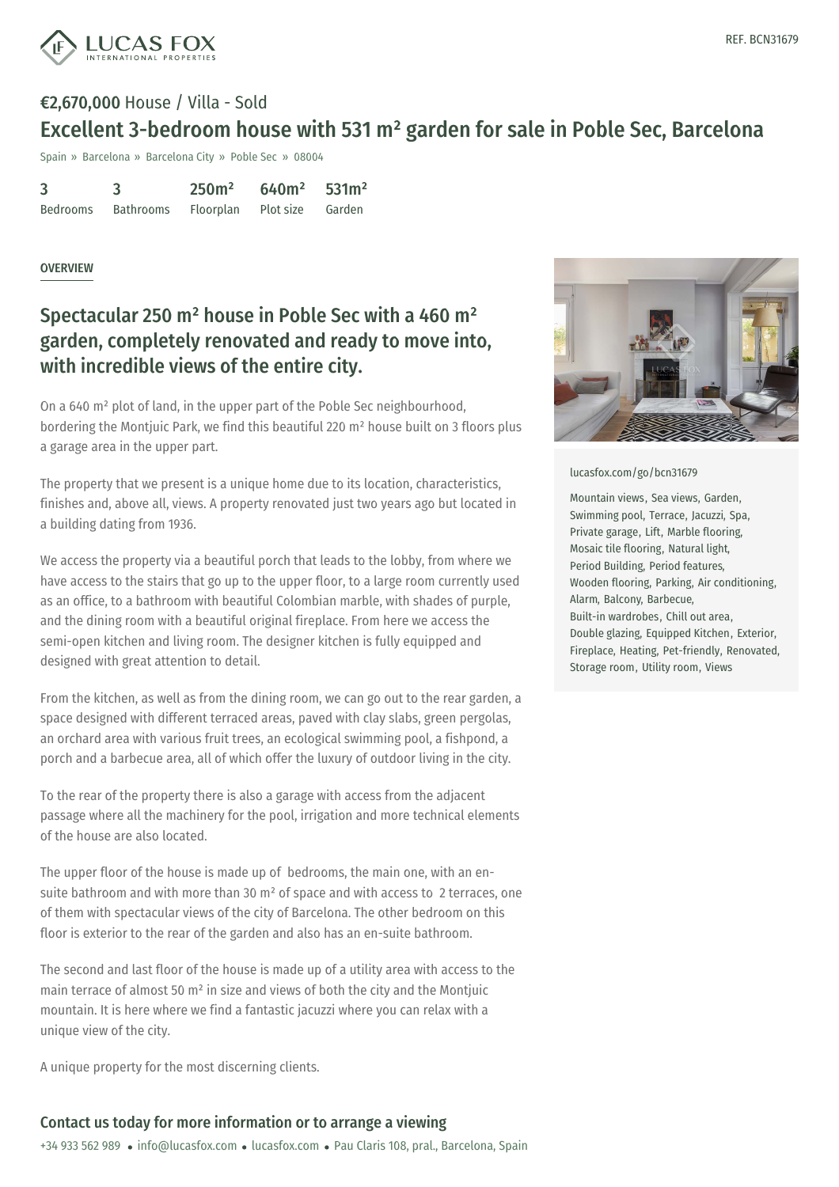REF. BCN31679

**€2,670,000** House / Villa - Sold

# Excellent 3-bedroom house with 531 m² garden for sale in Poble Sec, Barcelona

Spain » Barcelona » Barcelona City » Poble Sec » 08004

| 3 | 3 | 250m² | 640m² | 531m² |
|---|---|---|---|---|
| Bedrooms | Bathrooms | Floorplan | Plot size | Garden |

## OVERVIEW

## Spectacular 250 m² house in Poble Sec with a 460 m² garden, completely renovated and ready to move into, with incredible views of the entire city.

On a 640 m² plot of land, in the upper part of the Poble Sec neighbourhood, bordering the Montjuic Park, we find this beautiful 220 m² house built on 3 floors plus a garage area in the upper part.

The property that we present is a unique home due to its location, characteristics, finishes and, above all, views. A property renovated just two years ago but located in a building dating from 1936.

We access the property via a beautiful porch that leads to the lobby, from where we have access to the stairs that go up to the upper floor, to a large room currently used as an office, to a bathroom with beautiful Colombian marble, with shades of purple, and the dining room with a beautiful original fireplace. From here we access the semi-open kitchen and living room. The designer kitchen is fully equipped and designed with great attention to detail.

From the kitchen, as well as from the dining room, we can go out to the rear garden, a space designed with different terraced areas, paved with clay slabs, green pergolas, an orchard area with various fruit trees, an ecological swimming pool, a fishpond, a porch and a barbecue area, all of which offer the luxury of outdoor living in the city.

To the rear of the property there is also a garage with access from the adjacent passage where all the machinery for the pool, irrigation and more technical elements of the house are also located.

The upper floor of the house is made up of bedrooms, the main one, with an en-suite bathroom and with more than 30 m² of space and with access to 2 terraces, one of them with spectacular views of the city of Barcelona. The other bedroom on this floor is exterior to the rear of the garden and also has an en-suite bathroom.

The second and last floor of the house is made up of a utility area with access to the main terrace of almost 50 m² in size and views of both the city and the Montjuic mountain. It is here where we find a fantastic jacuzzi where you can relax with a unique view of the city.

A unique property for the most discerning clients.

lucasfox.com/go/bcn31679

Mountain views, Sea views, Garden, Swimming pool, Terrace, Jacuzzi, Spa, Private garage, Lift, Marble flooring, Mosaic tile flooring, Natural light, Period Building, Period features, Wooden flooring, Parking, Air conditioning, Alarm, Balcony, Barbecue, Built-in wardrobes, Chill out area, Double glazing, Equipped Kitchen, Exterior, Fireplace, Heating, Pet-friendly, Renovated, Storage room, Utility room, Views

## Contact us today for more information or to arrange a viewing

+34 933 562 989 • info@lucasfox.com • lucasfox.com • Pau Claris 108, pral., Barcelona, Spain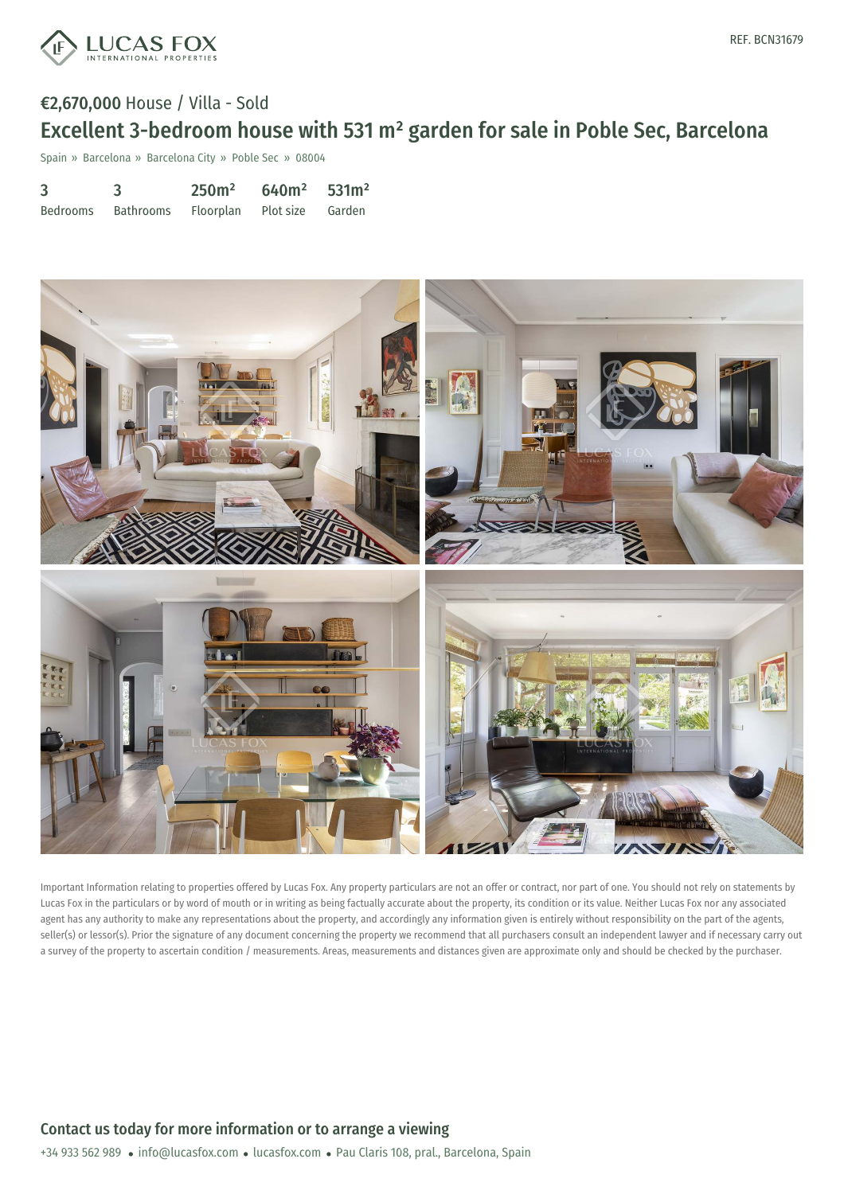REF. BCN31679

**€2,670,000** House / Villa - Sold

# Excellent 3-bedroom house with 531 m² garden for sale in Poble Sec, Barcelona

Spain » Barcelona » Barcelona City » Poble Sec » 08004

| 3 | 3 | 250m² | 640m² | 531m² |
|---|---|---|---|---|
| Bedrooms | Bathrooms | Floorplan | Plot size | Garden |

Important Information relating to properties offered by Lucas Fox. Any property particulars are not an offer or contract, nor part of one. You should not rely on statements by Lucas Fox in the particulars or by word of mouth or in writing as being factually accurate about the property, its condition or its value. Neither Lucas Fox nor any associated agent has any authority to make any representations about the property, and accordingly any information given is entirely without responsibility on the part of the agents, seller(s) or lessor(s). Prior the signature of any document concerning the property we recommend that all purchasers consult an independent lawyer and if necessary carry out a survey of the property to ascertain condition / measurements. Areas, measurements and distances given are approximate only and should be checked by the purchaser.

## Contact us today for more information or to arrange a viewing

+34 933 562 989 • info@lucasfox.com • lucasfox.com • Pau Claris 108, pral., Barcelona, Spain